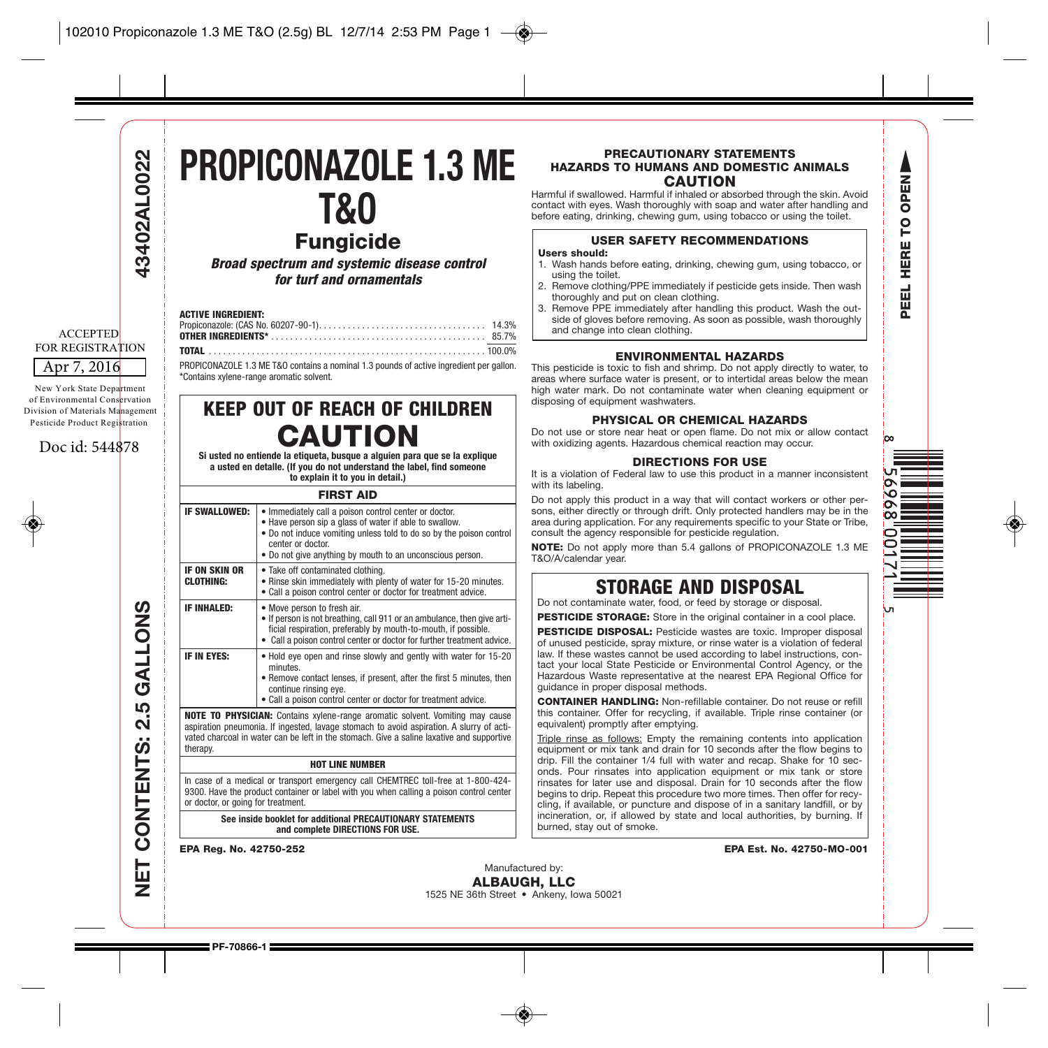43402AL0022

ACCEPTED FOR REGISTRATION

Apr 7, 2016

New York State Department of Environmental Conservation Division of Materials Management Pesticide Product Registration

Doc id: 544878

NET CONTENTS: 2.5 GALLONS

# PROPICONAZOLE 1.3 ME T&O

## Fungicide

***Broad spectrum and systemic disease control for turf and ornamentals***

**ACTIVE INGREDIENT:**

| | |
|---|---|
| Propiconazole: (CAS No. 60207-90-1) | 14.3% |
| **OTHER INGREDIENTS*** | 85.7% |
| **TOTAL** | 100.0% |

PROPICONAZOLE 1.3 ME T&O contains a nominal 1.3 pounds of active ingredient per gallon.
*Contains xylene-range aromatic solvent.

## KEEP OUT OF REACH OF CHILDREN
## CAUTION

**Si usted no entiende la etiqueta, busque a alguien para que se la explique a usted en detalle. (If you do not understand the label, find someone to explain it to you in detail.)**

| FIRST AID | |
|---|---|
| **IF SWALLOWED:** | • Immediately call a poison control center or doctor.<br>• Have person sip a glass of water if able to swallow.<br>• Do not induce vomiting unless told to do so by the poison control center or doctor.<br>• Do not give anything by mouth to an unconscious person. |
| **IF ON SKIN OR CLOTHING:** | • Take off contaminated clothing.<br>• Rinse skin immediately with plenty of water for 15-20 minutes.<br>• Call a poison control center or doctor for treatment advice. |
| **IF INHALED:** | • Move person to fresh air.<br>• If person is not breathing, call 911 or an ambulance, then give artificial respiration, preferably by mouth-to-mouth, if possible.<br>• Call a poison control center or doctor for further treatment advice. |
| **IF IN EYES:** | • Hold eye open and rinse slowly and gently with water for 15-20 minutes.<br>• Remove contact lenses, if present, after the first 5 minutes, then continue rinsing eye.<br>• Call a poison control center or doctor for treatment advice. |

**NOTE TO PHYSICIAN:** Contains xylene-range aromatic solvent. Vomiting may cause aspiration pneumonia. If ingested, lavage stomach to avoid aspiration. A slurry of activated charcoal in water can be left in the stomach. Give a saline laxative and supportive therapy.

**HOT LINE NUMBER**

In case of a medical or transport emergency call CHEMTREC toll-free at 1-800-424-9300. Have the product container or label with you when calling a poison control center or doctor, or going for treatment.

**See inside booklet for additional PRECAUTIONARY STATEMENTS and complete DIRECTIONS FOR USE.**

**EPA Reg. No. 42750-252**

## PRECAUTIONARY STATEMENTS
### HAZARDS TO HUMANS AND DOMESTIC ANIMALS
### CAUTION

Harmful if swallowed. Harmful if inhaled or absorbed through the skin. Avoid contact with eyes. Wash thoroughly with soap and water after handling and before eating, drinking, chewing gum, using tobacco or using the toilet.

### USER SAFETY RECOMMENDATIONS

**Users should:**

1. Wash hands before eating, drinking, chewing gum, using tobacco, or using the toilet.
2. Remove clothing/PPE immediately if pesticide gets inside. Then wash thoroughly and put on clean clothing.
3. Remove PPE immediately after handling this product. Wash the outside of gloves before removing. As soon as possible, wash thoroughly and change into clean clothing.

### ENVIRONMENTAL HAZARDS

This pesticide is toxic to fish and shrimp. Do not apply directly to water, to areas where surface water is present, or to intertidal areas below the mean high water mark. Do not contaminate water when cleaning equipment or disposing of equipment washwaters.

### PHYSICAL OR CHEMICAL HAZARDS

Do not use or store near heat or open flame. Do not mix or allow contact with oxidizing agents. Hazardous chemical reaction may occur.

### DIRECTIONS FOR USE

It is a violation of Federal law to use this product in a manner inconsistent with its labeling.

Do not apply this product in a way that will contact workers or other persons, either directly or through drift. Only protected handlers may be in the area during application. For any requirements specific to your State or Tribe, consult the agency responsible for pesticide regulation.

**NOTE:** Do not apply more than 5.4 gallons of PROPICONAZOLE 1.3 ME T&O/A/calendar year.

## STORAGE AND DISPOSAL

Do not contaminate water, food, or feed by storage or disposal.

**PESTICIDE STORAGE:** Store in the original container in a cool place.

**PESTICIDE DISPOSAL:** Pesticide wastes are toxic. Improper disposal of unused pesticide, spray mixture, or rinse water is a violation of federal law. If these wastes cannot be used according to label instructions, contact your local State Pesticide or Environmental Control Agency, or the Hazardous Waste representative at the nearest EPA Regional Office for guidance in proper disposal methods.

**CONTAINER HANDLING:** Non-refillable container. Do not reuse or refill this container. Offer for recycling, if available. Triple rinse container (or equivalent) promptly after emptying.

Triple rinse as follows: Empty the remaining contents into application equipment or mix tank and drain for 10 seconds after the flow begins to drip. Fill the container 1/4 full with water and recap. Shake for 10 seconds. Pour rinsates into application equipment or mix tank or store rinsates for later use and disposal. Drain for 10 seconds after the flow begins to drip. Repeat this procedure two more times. Then offer for recycling, if available, or puncture and dispose of in a sanitary landfill, or by incineration, or, if allowed by state and local authorities, by burning. If burned, stay out of smoke.

**EPA Est. No. 42750-MO-001**

Manufactured by:
**ALBAUGH, LLC**
1525 NE 36th Street • Ankeny, Iowa 50021

PEEL HERE TO OPEN

PF-70866-1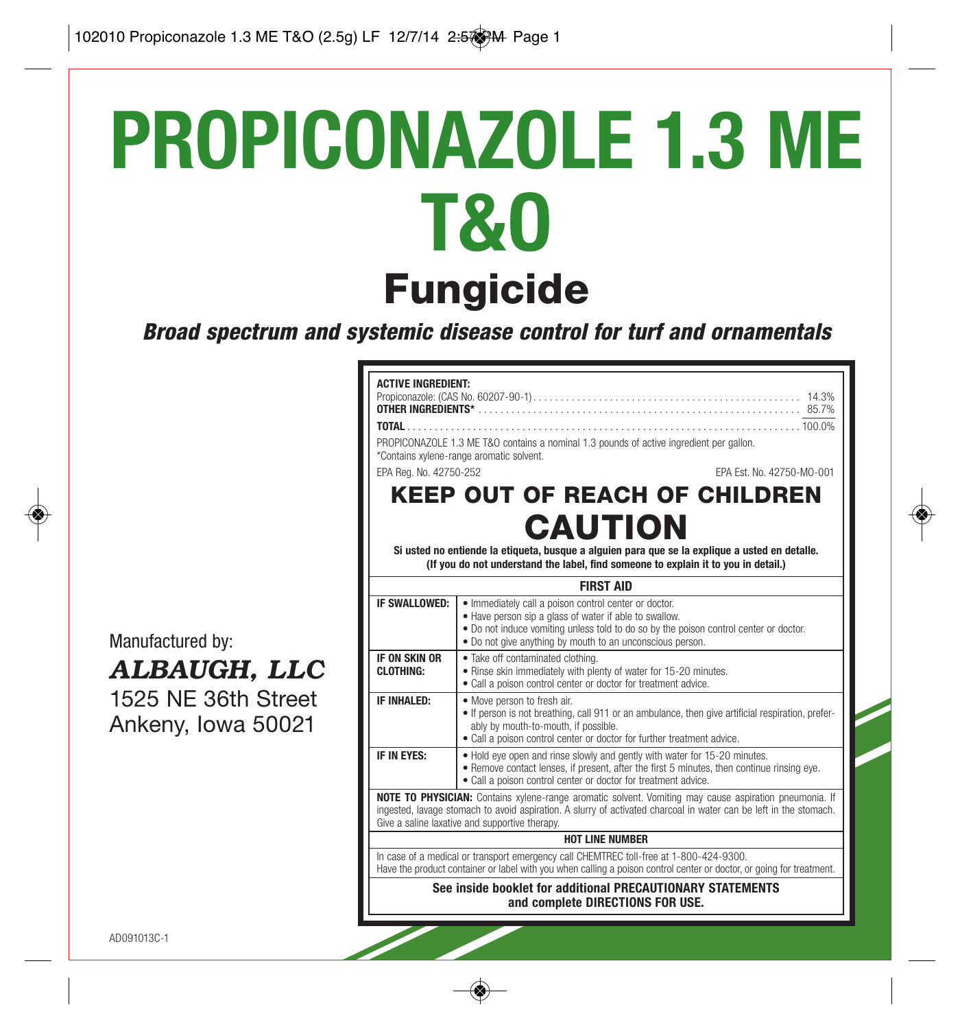# PROPICONAZOLE 1.3 ME T&O

## Fungicide

***Broad spectrum and systemic disease control for turf and ornamentals***

**ACTIVE INGREDIENT:**

| | |
|---|---|
| Propiconazole: (CAS No. 60207-90-1) | 14.3% |
| **OTHER INGREDIENTS*** | 85.7% |
| **TOTAL** | 100.0% |

PROPICONAZOLE 1.3 ME T&O contains a nominal 1.3 pounds of active ingredient per gallon.
*Contains xylene-range aromatic solvent.

EPA Reg. No. 42750-252

EPA Est. No. 42750-MO-001

## KEEP OUT OF REACH OF CHILDREN
## CAUTION

**Si usted no entiende la etiqueta, busque a alguien para que se la explique a usted en detalle.**
**(If you do not understand the label, find someone to explain it to you in detail.)**

| **FIRST AID** | |
|---|---|
| **IF SWALLOWED:** | • Immediately call a poison control center or doctor.<br>• Have person sip a glass of water if able to swallow.<br>• Do not induce vomiting unless told to do so by the poison control center or doctor.<br>• Do not give anything by mouth to an unconscious person. |
| **IF ON SKIN OR CLOTHING:** | • Take off contaminated clothing.<br>• Rinse skin immediately with plenty of water for 15-20 minutes.<br>• Call a poison control center or doctor for treatment advice. |
| **IF INHALED:** | • Move person to fresh air.<br>• If person is not breathing, call 911 or an ambulance, then give artificial respiration, preferably by mouth-to-mouth, if possible.<br>• Call a poison control center or doctor for further treatment advice. |
| **IF IN EYES:** | • Hold eye open and rinse slowly and gently with water for 15-20 minutes.<br>• Remove contact lenses, if present, after the first 5 minutes, then continue rinsing eye.<br>• Call a poison control center or doctor for treatment advice. |

**NOTE TO PHYSICIAN:** Contains xylene-range aromatic solvent. Vomiting may cause aspiration pneumonia. If ingested, lavage stomach to avoid aspiration. A slurry of activated charcoal in water can be left in the stomach. Give a saline laxative and supportive therapy.

**HOT LINE NUMBER**

In case of a medical or transport emergency call CHEMTREC toll-free at 1-800-424-9300.
Have the product container or label with you when calling a poison control center or doctor, or going for treatment.

**See inside booklet for additional PRECAUTIONARY STATEMENTS and complete DIRECTIONS FOR USE.**

Manufactured by:
***ALBAUGH, LLC***
1525 NE 36th Street
Ankeny, Iowa 50021

AD091013C-1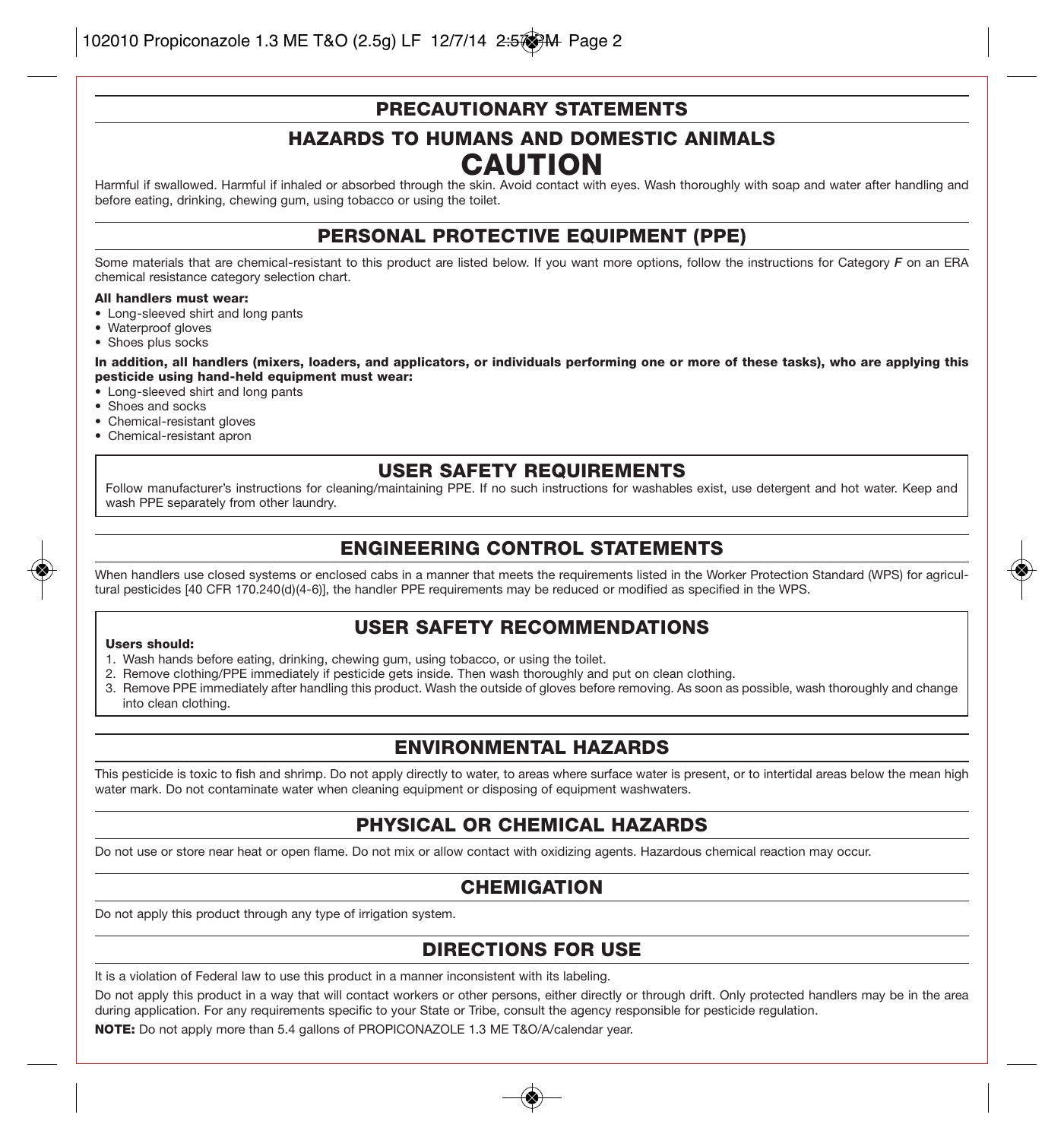# PRECAUTIONARY STATEMENTS

## HAZARDS TO HUMANS AND DOMESTIC ANIMALS

## CAUTION

Harmful if swallowed. Harmful if inhaled or absorbed through the skin. Avoid contact with eyes. Wash thoroughly with soap and water after handling and before eating, drinking, chewing gum, using tobacco or using the toilet.

## PERSONAL PROTECTIVE EQUIPMENT (PPE)

Some materials that are chemical-resistant to this product are listed below. If you want more options, follow the instructions for Category ***F*** on an ERA chemical resistance category selection chart.

**All handlers must wear:**

- Long-sleeved shirt and long pants
- Waterproof gloves
- Shoes plus socks

**In addition, all handlers (mixers, loaders, and applicators, or individuals performing one or more of these tasks), who are applying this pesticide using hand-held equipment must wear:**

- Long-sleeved shirt and long pants
- Shoes and socks
- Chemical-resistant gloves
- Chemical-resistant apron

## USER SAFETY REQUIREMENTS

Follow manufacturer's instructions for cleaning/maintaining PPE. If no such instructions for washables exist, use detergent and hot water. Keep and wash PPE separately from other laundry.

## ENGINEERING CONTROL STATEMENTS

When handlers use closed systems or enclosed cabs in a manner that meets the requirements listed in the Worker Protection Standard (WPS) for agricultural pesticides [40 CFR 170.240(d)(4-6)], the handler PPE requirements may be reduced or modified as specified in the WPS.

## USER SAFETY RECOMMENDATIONS

**Users should:**

1. Wash hands before eating, drinking, chewing gum, using tobacco, or using the toilet.
2. Remove clothing/PPE immediately if pesticide gets inside. Then wash thoroughly and put on clean clothing.
3. Remove PPE immediately after handling this product. Wash the outside of gloves before removing. As soon as possible, wash thoroughly and change into clean clothing.

## ENVIRONMENTAL HAZARDS

This pesticide is toxic to fish and shrimp. Do not apply directly to water, to areas where surface water is present, or to intertidal areas below the mean high water mark. Do not contaminate water when cleaning equipment or disposing of equipment washwaters.

## PHYSICAL OR CHEMICAL HAZARDS

Do not use or store near heat or open flame. Do not mix or allow contact with oxidizing agents. Hazardous chemical reaction may occur.

## CHEMIGATION

Do not apply this product through any type of irrigation system.

## DIRECTIONS FOR USE

It is a violation of Federal law to use this product in a manner inconsistent with its labeling.

Do not apply this product in a way that will contact workers or other persons, either directly or through drift. Only protected handlers may be in the area during application. For any requirements specific to your State or Tribe, consult the agency responsible for pesticide regulation.

**NOTE:** Do not apply more than 5.4 gallons of PROPICONAZOLE 1.3 ME T&O/A/calendar year.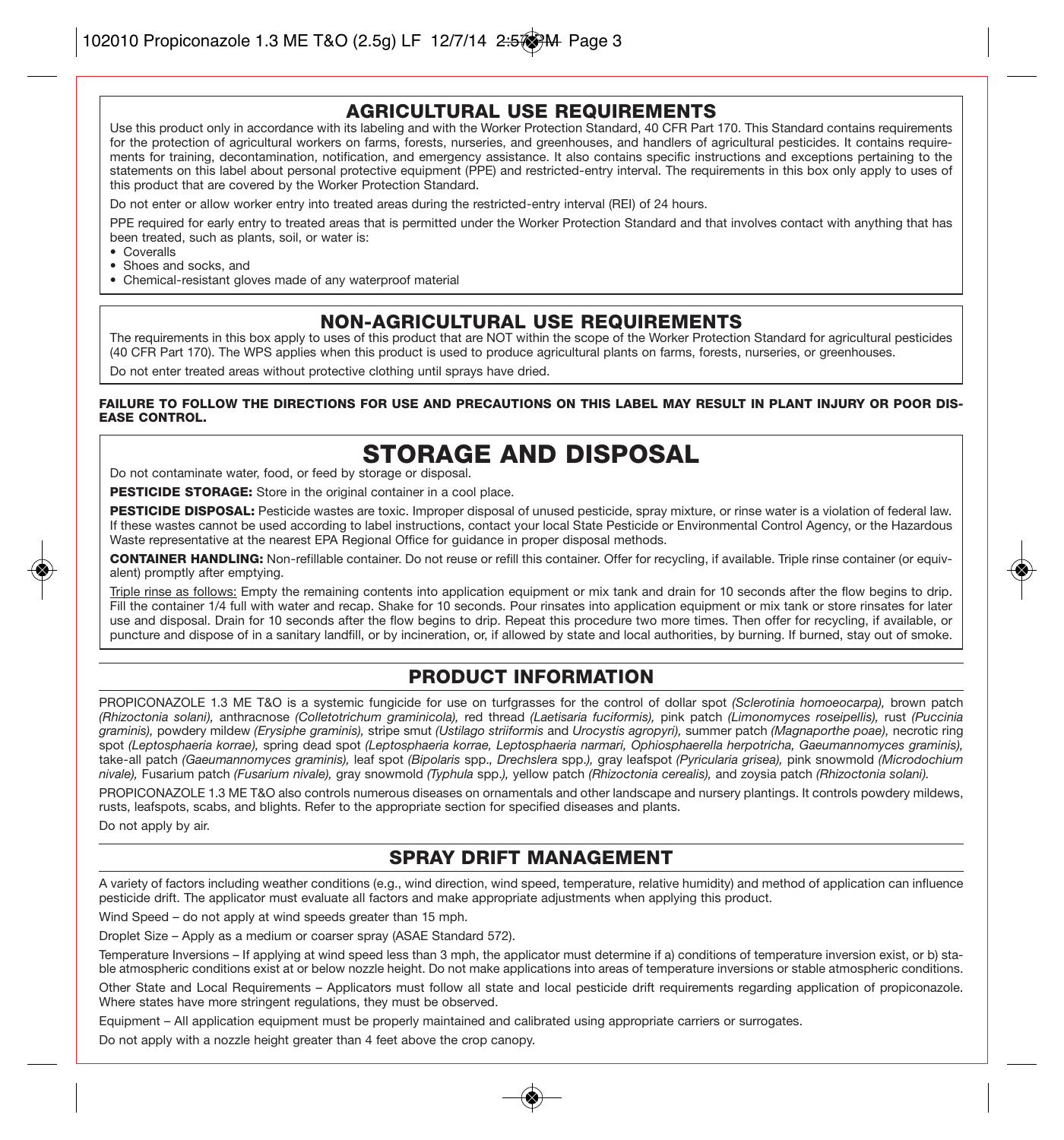## AGRICULTURAL USE REQUIREMENTS

Use this product only in accordance with its labeling and with the Worker Protection Standard, 40 CFR Part 170. This Standard contains requirements for the protection of agricultural workers on farms, forests, nurseries, and greenhouses, and handlers of agricultural pesticides. It contains requirements for training, decontamination, notification, and emergency assistance. It also contains specific instructions and exceptions pertaining to the statements on this label about personal protective equipment (PPE) and restricted-entry interval. The requirements in this box only apply to uses of this product that are covered by the Worker Protection Standard.

Do not enter or allow worker entry into treated areas during the restricted-entry interval (REI) of 24 hours.

PPE required for early entry to treated areas that is permitted under the Worker Protection Standard and that involves contact with anything that has been treated, such as plants, soil, or water is:

- Coveralls
- Shoes and socks, and
- Chemical-resistant gloves made of any waterproof material

## NON-AGRICULTURAL USE REQUIREMENTS

The requirements in this box apply to uses of this product that are NOT within the scope of the Worker Protection Standard for agricultural pesticides (40 CFR Part 170). The WPS applies when this product is used to produce agricultural plants on farms, forests, nurseries, or greenhouses.

Do not enter treated areas without protective clothing until sprays have dried.

**FAILURE TO FOLLOW THE DIRECTIONS FOR USE AND PRECAUTIONS ON THIS LABEL MAY RESULT IN PLANT INJURY OR POOR DISEASE CONTROL.**

# STORAGE AND DISPOSAL

Do not contaminate water, food, or feed by storage or disposal.

**PESTICIDE STORAGE:** Store in the original container in a cool place.

**PESTICIDE DISPOSAL:** Pesticide wastes are toxic. Improper disposal of unused pesticide, spray mixture, or rinse water is a violation of federal law. If these wastes cannot be used according to label instructions, contact your local State Pesticide or Environmental Control Agency, or the Hazardous Waste representative at the nearest EPA Regional Office for guidance in proper disposal methods.

**CONTAINER HANDLING:** Non-refillable container. Do not reuse or refill this container. Offer for recycling, if available. Triple rinse container (or equivalent) promptly after emptying.

Triple rinse as follows: Empty the remaining contents into application equipment or mix tank and drain for 10 seconds after the flow begins to drip. Fill the container 1/4 full with water and recap. Shake for 10 seconds. Pour rinsates into application equipment or mix tank or store rinsates for later use and disposal. Drain for 10 seconds after the flow begins to drip. Repeat this procedure two more times. Then offer for recycling, if available, or puncture and dispose of in a sanitary landfill, or by incineration, or, if allowed by state and local authorities, by burning. If burned, stay out of smoke.

## PRODUCT INFORMATION

PROPICONAZOLE 1.3 ME T&O is a systemic fungicide for use on turfgrasses for the control of dollar spot *(Sclerotinia homoeocarpa),* brown patch *(Rhizoctonia solani),* anthracnose *(Colletotrichum graminicola),* red thread *(Laetisaria fuciformis),* pink patch *(Limonomyces roseipellis),* rust *(Puccinia graminis),* powdery mildew *(Erysiphe graminis),* stripe smut *(Ustilago striiformis* and *Urocystis agropyri),* summer patch *(Magnaporthe poae),* necrotic ring spot *(Leptosphaeria korrae),* spring dead spot *(Leptosphaeria korrae, Leptosphaeria narmari, Ophiosphaerella herpotricha, Gaeumannomyces graminis),* take-all patch *(Gaeumannomyces graminis),* leaf spot *(Bipolaris* spp.*, Drechslera* spp.*),* gray leafspot *(Pyricularia grisea),* pink snowmold *(Microdochium nivale),* Fusarium patch *(Fusarium nivale),* gray snowmold *(Typhula* spp.*),* yellow patch *(Rhizoctonia cerealis),* and zoysia patch *(Rhizoctonia solani).*

PROPICONAZOLE 1.3 ME T&O also controls numerous diseases on ornamentals and other landscape and nursery plantings. It controls powdery mildews, rusts, leafspots, scabs, and blights. Refer to the appropriate section for specified diseases and plants.

Do not apply by air.

## SPRAY DRIFT MANAGEMENT

A variety of factors including weather conditions (e.g., wind direction, wind speed, temperature, relative humidity) and method of application can influence pesticide drift. The applicator must evaluate all factors and make appropriate adjustments when applying this product.

Wind Speed – do not apply at wind speeds greater than 15 mph.

Droplet Size – Apply as a medium or coarser spray (ASAE Standard 572).

Temperature Inversions – If applying at wind speed less than 3 mph, the applicator must determine if a) conditions of temperature inversion exist, or b) stable atmospheric conditions exist at or below nozzle height. Do not make applications into areas of temperature inversions or stable atmospheric conditions.

Other State and Local Requirements – Applicators must follow all state and local pesticide drift requirements regarding application of propiconazole. Where states have more stringent regulations, they must be observed.

Equipment – All application equipment must be properly maintained and calibrated using appropriate carriers or surrogates.

Do not apply with a nozzle height greater than 4 feet above the crop canopy.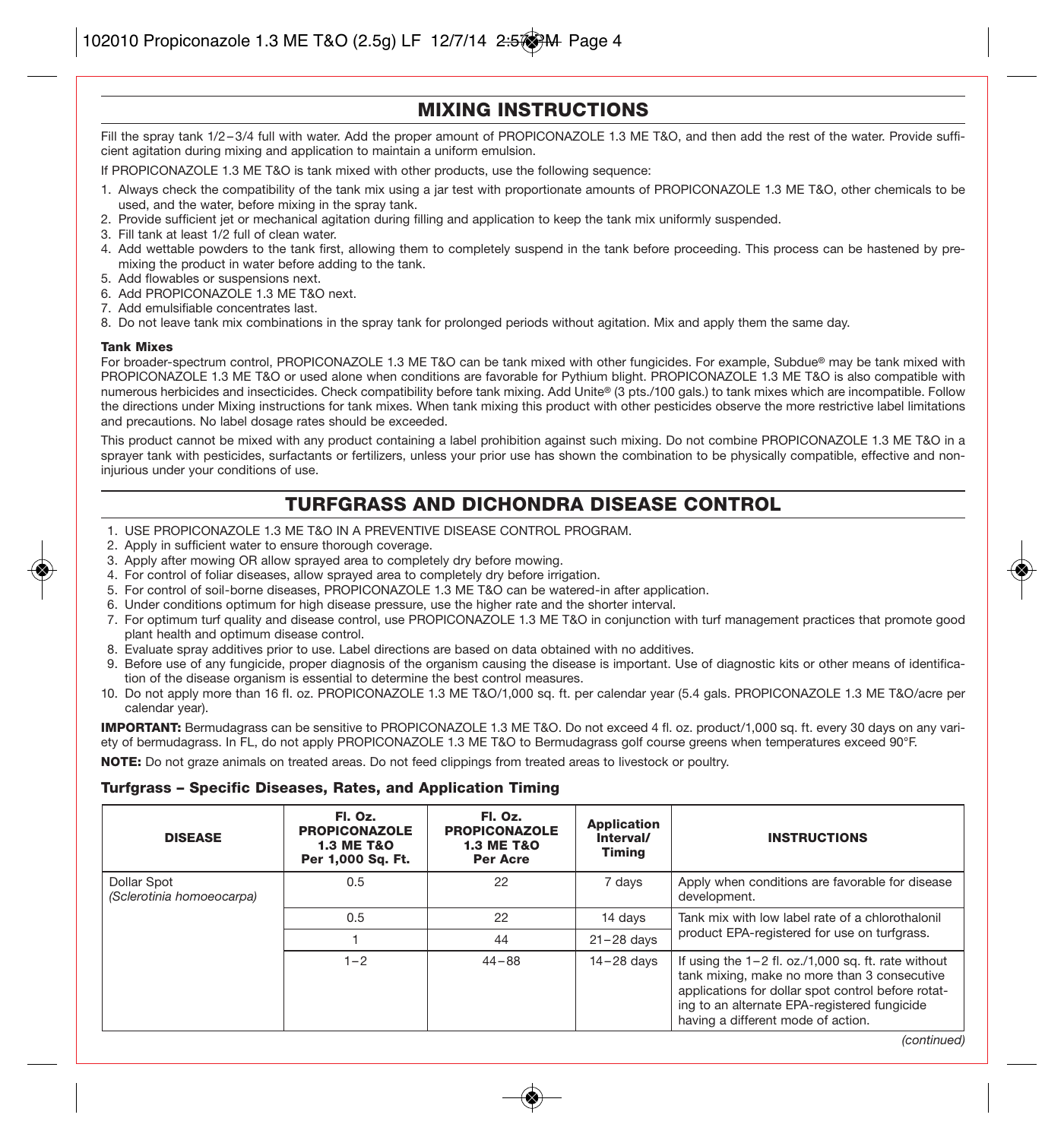## MIXING INSTRUCTIONS

Fill the spray tank 1/2–3/4 full with water. Add the proper amount of PROPICONAZOLE 1.3 ME T&O, and then add the rest of the water. Provide sufficient agitation during mixing and application to maintain a uniform emulsion.

If PROPICONAZOLE 1.3 ME T&O is tank mixed with other products, use the following sequence:

1. Always check the compatibility of the tank mix using a jar test with proportionate amounts of PROPICONAZOLE 1.3 ME T&O, other chemicals to be used, and the water, before mixing in the spray tank.
2. Provide sufficient jet or mechanical agitation during filling and application to keep the tank mix uniformly suspended.
3. Fill tank at least 1/2 full of clean water.
4. Add wettable powders to the tank first, allowing them to completely suspend in the tank before proceeding. This process can be hastened by premixing the product in water before adding to the tank.
5. Add flowables or suspensions next.
6. Add PROPICONAZOLE 1.3 ME T&O next.
7. Add emulsifiable concentrates last.
8. Do not leave tank mix combinations in the spray tank for prolonged periods without agitation. Mix and apply them the same day.

**Tank Mixes**

For broader-spectrum control, PROPICONAZOLE 1.3 ME T&O can be tank mixed with other fungicides. For example, Subdue® may be tank mixed with PROPICONAZOLE 1.3 ME T&O or used alone when conditions are favorable for Pythium blight. PROPICONAZOLE 1.3 ME T&O is also compatible with numerous herbicides and insecticides. Check compatibility before tank mixing. Add Unite® (3 pts./100 gals.) to tank mixes which are incompatible. Follow the directions under Mixing instructions for tank mixes. When tank mixing this product with other pesticides observe the more restrictive label limitations and precautions. No label dosage rates should be exceeded.

This product cannot be mixed with any product containing a label prohibition against such mixing. Do not combine PROPICONAZOLE 1.3 ME T&O in a sprayer tank with pesticides, surfactants or fertilizers, unless your prior use has shown the combination to be physically compatible, effective and non-injurious under your conditions of use.

## TURFGRASS AND DICHONDRA DISEASE CONTROL

1. USE PROPICONAZOLE 1.3 ME T&O IN A PREVENTIVE DISEASE CONTROL PROGRAM.
2. Apply in sufficient water to ensure thorough coverage.
3. Apply after mowing OR allow sprayed area to completely dry before mowing.
4. For control of foliar diseases, allow sprayed area to completely dry before irrigation.
5. For control of soil-borne diseases, PROPICONAZOLE 1.3 ME T&O can be watered-in after application.
6. Under conditions optimum for high disease pressure, use the higher rate and the shorter interval.
7. For optimum turf quality and disease control, use PROPICONAZOLE 1.3 ME T&O in conjunction with turf management practices that promote good plant health and optimum disease control.
8. Evaluate spray additives prior to use. Label directions are based on data obtained with no additives.
9. Before use of any fungicide, proper diagnosis of the organism causing the disease is important. Use of diagnostic kits or other means of identification of the disease organism is essential to determine the best control measures.
10. Do not apply more than 16 fl. oz. PROPICONAZOLE 1.3 ME T&O/1,000 sq. ft. per calendar year (5.4 gals. PROPICONAZOLE 1.3 ME T&O/acre per calendar year).

**IMPORTANT:** Bermudagrass can be sensitive to PROPICONAZOLE 1.3 ME T&O. Do not exceed 4 fl. oz. product/1,000 sq. ft. every 30 days on any variety of bermudagrass. In FL, do not apply PROPICONAZOLE 1.3 ME T&O to Bermudagrass golf course greens when temperatures exceed 90°F.

**NOTE:** Do not graze animals on treated areas. Do not feed clippings from treated areas to livestock or poultry.

### Turfgrass – Specific Diseases, Rates, and Application Timing

| DISEASE | Fl. Oz. PROPICONAZOLE 1.3 ME T&O Per 1,000 Sq. Ft. | Fl. Oz. PROPICONAZOLE 1.3 ME T&O Per Acre | Application Interval/ Timing | INSTRUCTIONS |
|---|---|---|---|---|
| Dollar Spot *(Sclerotinia homoeocarpa)* | 0.5 | 22 | 7 days | Apply when conditions are favorable for disease development. |
| | 0.5 | 22 | 14 days | Tank mix with low label rate of a chlorothalonil product EPA-registered for use on turfgrass. |
| | 1 | 44 | 21–28 days | |
| | 1–2 | 44–88 | 14–28 days | If using the 1–2 fl. oz./1,000 sq. ft. rate without tank mixing, make no more than 3 consecutive applications for dollar spot control before rotating to an alternate EPA-registered fungicide having a different mode of action. |

*(continued)*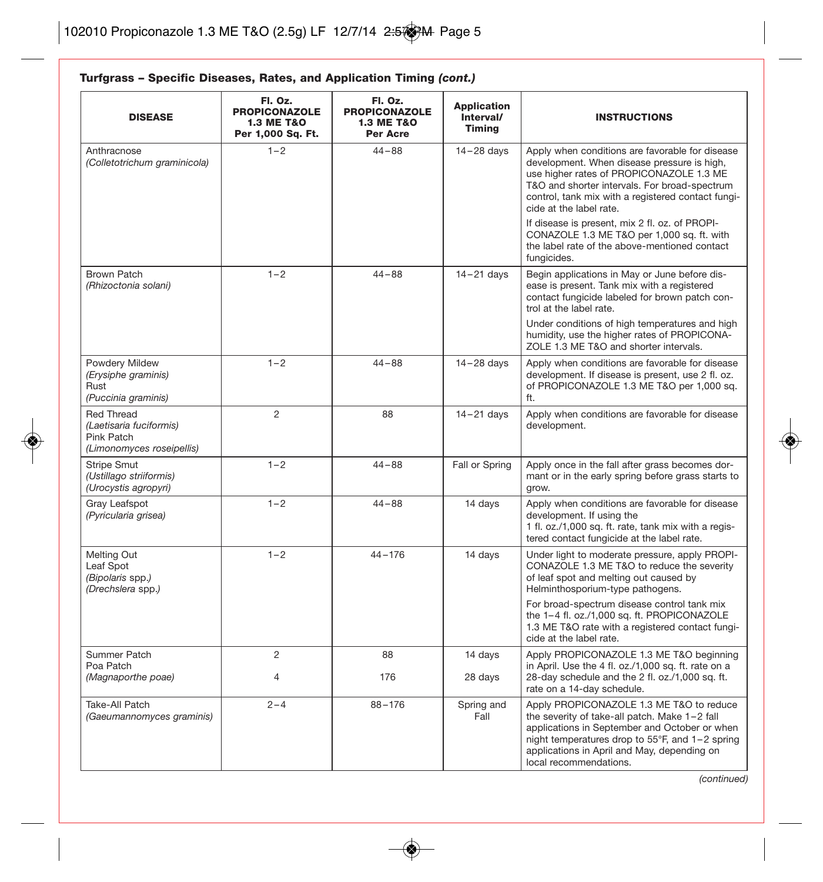## Turfgrass – Specific Diseases, Rates, and Application Timing *(cont.)*

| DISEASE | Fl. Oz. PROPICONAZOLE 1.3 ME T&O Per 1,000 Sq. Ft. | Fl. Oz. PROPICONAZOLE 1.3 ME T&O Per Acre | Application Interval/ Timing | INSTRUCTIONS |
|---|---|---|---|---|
| Anthracnose *(Colletotrichum graminicola)* | 1–2 | 44–88 | 14–28 days | Apply when conditions are favorable for disease development. When disease pressure is high, use higher rates of PROPICONAZOLE 1.3 ME T&O and shorter intervals. For broad-spectrum control, tank mix with a registered contact fungicide at the label rate.<br><br>If disease is present, mix 2 fl. oz. of PROPICONAZOLE 1.3 ME T&O per 1,000 sq. ft. with the label rate of the above-mentioned contact fungicides. |
| Brown Patch *(Rhizoctonia solani)* | 1–2 | 44–88 | 14–21 days | Begin applications in May or June before disease is present. Tank mix with a registered contact fungicide labeled for brown patch control at the label rate.<br><br>Under conditions of high temperatures and high humidity, use the higher rates of PROPICONAZOLE 1.3 ME T&O and shorter intervals. |
| Powdery Mildew *(Erysiphe graminis)* Rust *(Puccinia graminis)* | 1–2 | 44–88 | 14–28 days | Apply when conditions are favorable for disease development. If disease is present, use 2 fl. oz. of PROPICONAZOLE 1.3 ME T&O per 1,000 sq. ft. |
| Red Thread *(Laetisaria fuciformis)* Pink Patch *(Limonomyces roseipellis)* | 2 | 88 | 14–21 days | Apply when conditions are favorable for disease development. |
| Stripe Smut *(Ustillago striiformis)* *(Urocystis agropyri)* | 1–2 | 44–88 | Fall or Spring | Apply once in the fall after grass becomes dormant or in the early spring before grass starts to grow. |
| Gray Leafspot *(Pyricularia grisea)* | 1–2 | 44–88 | 14 days | Apply when conditions are favorable for disease development. If using the 1 fl. oz./1,000 sq. ft. rate, tank mix with a registered contact fungicide at the label rate. |
| Melting Out Leaf Spot *(Bipolaris* spp.*)* *(Drechslera* spp.*)* | 1–2 | 44–176 | 14 days | Under light to moderate pressure, apply PROPICONAZOLE 1.3 ME T&O to reduce the severity of leaf spot and melting out caused by Helminthosporium-type pathogens.<br><br>For broad-spectrum disease control tank mix the 1–4 fl. oz./1,000 sq. ft. PROPICONAZOLE 1.3 ME T&O rate with a registered contact fungicide at the label rate. |
| Summer Patch Poa Patch *(Magnaporthe poae)* | 2<br><br>4 | 88<br><br>176 | 14 days<br><br>28 days | Apply PROPICONAZOLE 1.3 ME T&O beginning in April. Use the 4 fl. oz./1,000 sq. ft. rate on a 28-day schedule and the 2 fl. oz./1,000 sq. ft. rate on a 14-day schedule. |
| Take-All Patch *(Gaeumannomyces graminis)* | 2–4 | 88–176 | Spring and Fall | Apply PROPICONAZOLE 1.3 ME T&O to reduce the severity of take-all patch. Make 1–2 fall applications in September and October or when night temperatures drop to 55°F, and 1–2 spring applications in April and May, depending on local recommendations. |

*(continued)*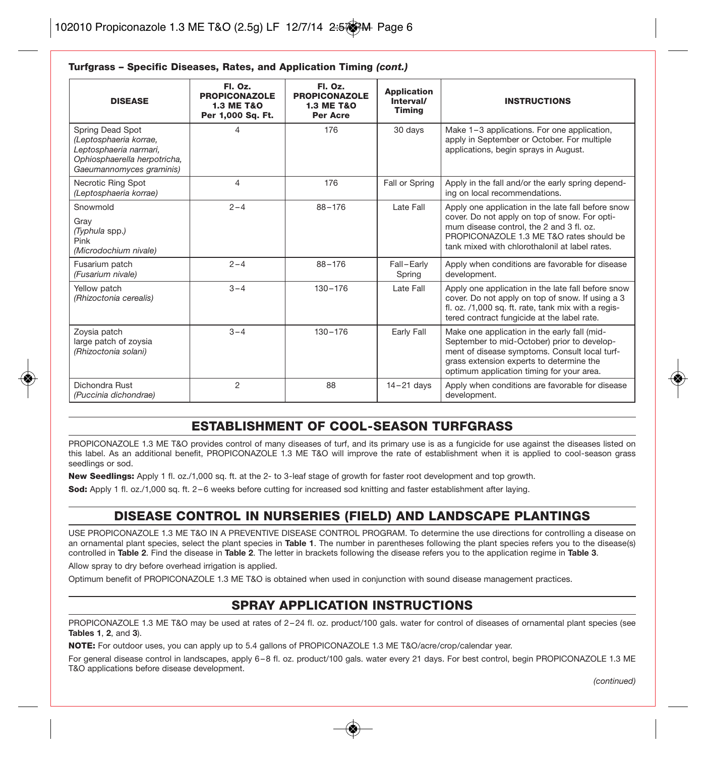**Turfgrass – Specific Diseases, Rates, and Application Timing *(cont.)***

| DISEASE | Fl. Oz. PROPICONAZOLE 1.3 ME T&O Per 1,000 Sq. Ft. | Fl. Oz. PROPICONAZOLE 1.3 ME T&O Per Acre | Application Interval/ Timing | INSTRUCTIONS |
|---|---|---|---|---|
| Spring Dead Spot *(Leptosphaeria korrae, Leptosphaeria narmari, Ophiosphaerella herpotricha, Gaeumannomyces graminis)* | 4 | 176 | 30 days | Make 1–3 applications. For one application, apply in September or October. For multiple applications, begin sprays in August. |
| Necrotic Ring Spot *(Leptosphaeria korrae)* | 4 | 176 | Fall or Spring | Apply in the fall and/or the early spring depending on local recommendations. |
| Snowmold<br>Gray *(Typhula spp.)*<br>Pink *(Microdochium nivale)* | 2–4 | 88–176 | Late Fall | Apply one application in the late fall before snow cover. Do not apply on top of snow. For optimum disease control, the 2 and 3 fl. oz. PROPICONAZOLE 1.3 ME T&O rates should be tank mixed with chlorothalonil at label rates. |
| Fusarium patch *(Fusarium nivale)* | 2–4 | 88–176 | Fall–Early Spring | Apply when conditions are favorable for disease development. |
| Yellow patch *(Rhizoctonia cerealis)* | 3–4 | 130–176 | Late Fall | Apply one application in the late fall before snow cover. Do not apply on top of snow. If using a 3 fl. oz. /1,000 sq. ft. rate, tank mix with a registered contract fungicide at the label rate. |
| Zoysia patch large patch of zoysia *(Rhizoctonia solani)* | 3–4 | 130–176 | Early Fall | Make one application in the early fall (mid-September to mid-October) prior to development of disease symptoms. Consult local turfgrass extension experts to determine the optimum application timing for your area. |
| Dichondra Rust *(Puccinia dichondrae)* | 2 | 88 | 14–21 days | Apply when conditions are favorable for disease development. |

## ESTABLISHMENT OF COOL-SEASON TURFGRASS

PROPICONAZOLE 1.3 ME T&O provides control of many diseases of turf, and its primary use is as a fungicide for use against the diseases listed on this label. As an additional benefit, PROPICONAZOLE 1.3 ME T&O will improve the rate of establishment when it is applied to cool-season grass seedlings or sod.

**New Seedlings:** Apply 1 fl. oz./1,000 sq. ft. at the 2- to 3-leaf stage of growth for faster root development and top growth.

**Sod:** Apply 1 fl. oz./1,000 sq. ft. 2–6 weeks before cutting for increased sod knitting and faster establishment after laying.

## DISEASE CONTROL IN NURSERIES (FIELD) AND LANDSCAPE PLANTINGS

USE PROPICONAZOLE 1.3 ME T&O IN A PREVENTIVE DISEASE CONTROL PROGRAM. To determine the use directions for controlling a disease on an ornamental plant species, select the plant species in **Table 1**. The number in parentheses following the plant species refers you to the disease(s) controlled in **Table 2**. Find the disease in **Table 2**. The letter in brackets following the disease refers you to the application regime in **Table 3**.

Allow spray to dry before overhead irrigation is applied.

Optimum benefit of PROPICONAZOLE 1.3 ME T&O is obtained when used in conjunction with sound disease management practices.

## SPRAY APPLICATION INSTRUCTIONS

PROPICONAZOLE 1.3 ME T&O may be used at rates of 2–24 fl. oz. product/100 gals. water for control of diseases of ornamental plant species (see **Tables 1**, **2**, and **3**).

**NOTE:** For outdoor uses, you can apply up to 5.4 gallons of PROPICONAZOLE 1.3 ME T&O/acre/crop/calendar year.

For general disease control in landscapes, apply 6–8 fl. oz. product/100 gals. water every 21 days. For best control, begin PROPICONAZOLE 1.3 ME T&O applications before disease development.

*(continued)*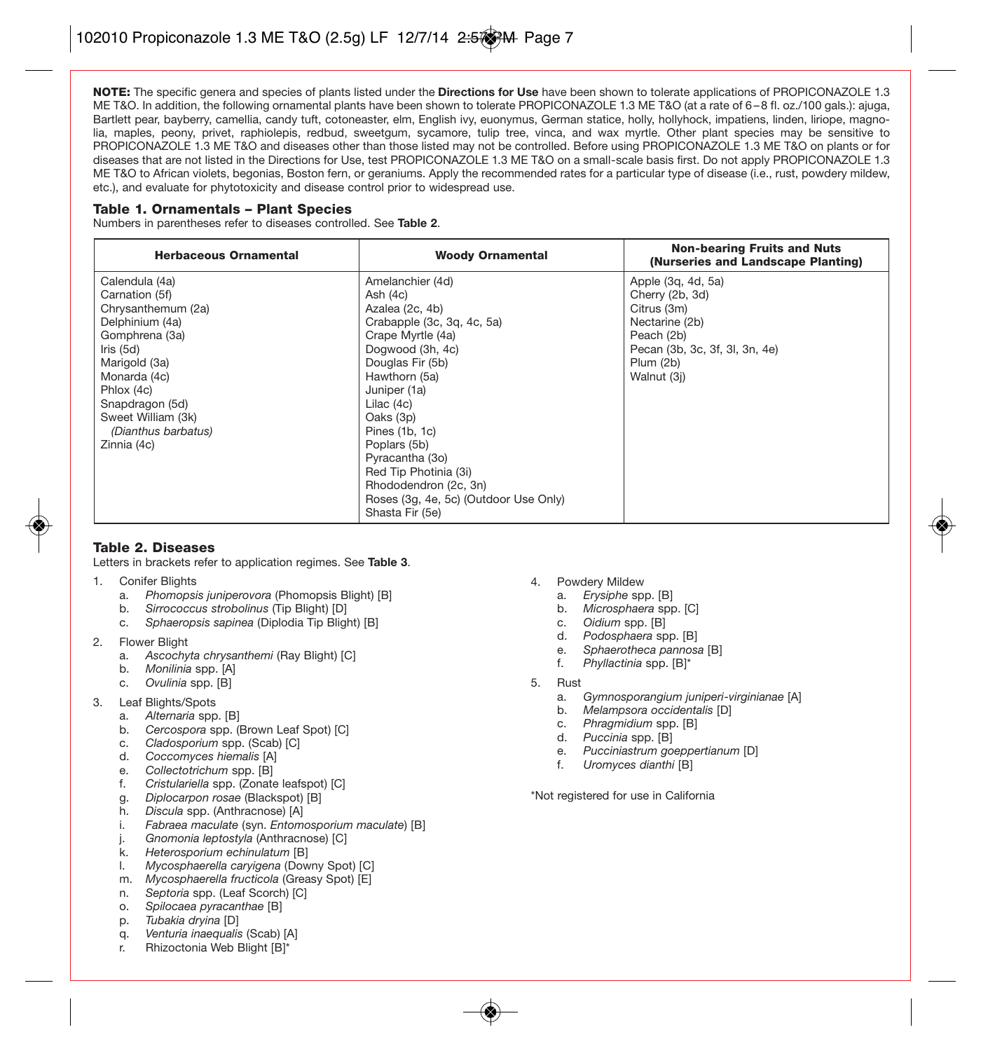**NOTE:** The specific genera and species of plants listed under the **Directions for Use** have been shown to tolerate applications of PROPICONAZOLE 1.3 ME T&O. In addition, the following ornamental plants have been shown to tolerate PROPICONAZOLE 1.3 ME T&O (at a rate of 6–8 fl. oz./100 gals.): ajuga, Bartlett pear, bayberry, camellia, candy tuft, cotoneaster, elm, English ivy, euonymus, German statice, holly, hollyhock, impatiens, linden, liriope, magnolia, maples, peony, privet, raphiolepis, redbud, sweetgum, sycamore, tulip tree, vinca, and wax myrtle. Other plant species may be sensitive to PROPICONAZOLE 1.3 ME T&O and diseases other than those listed may not be controlled. Before using PROPICONAZOLE 1.3 ME T&O on plants or for diseases that are not listed in the Directions for Use, test PROPICONAZOLE 1.3 ME T&O on a small-scale basis first. Do not apply PROPICONAZOLE 1.3 ME T&O to African violets, begonias, Boston fern, or geraniums. Apply the recommended rates for a particular type of disease (i.e., rust, powdery mildew, etc.), and evaluate for phytotoxicity and disease control prior to widespread use.

### Table 1. Ornamentals – Plant Species

Numbers in parentheses refer to diseases controlled. See **Table 2**.

| Herbaceous Ornamental | Woody Ornamental | Non-bearing Fruits and Nuts (Nurseries and Landscape Planting) |
|---|---|---|
| Calendula (4a) | Amelanchier (4d) | Apple (3q, 4d, 5a) |
| Carnation (5f) | Ash (4c) | Cherry (2b, 3d) |
| Chrysanthemum (2a) | Azalea (2c, 4b) | Citrus (3m) |
| Delphinium (4a) | Crabapple (3c, 3q, 4c, 5a) | Nectarine (2b) |
| Gomphrena (3a) | Crape Myrtle (4a) | Peach (2b) |
| Iris (5d) | Dogwood (3h, 4c) | Pecan (3b, 3c, 3f, 3l, 3n, 4e) |
| Marigold (3a) | Douglas Fir (5b) | Plum (2b) |
| Monarda (4c) | Hawthorn (5a) | Walnut (3j) |
| Phlox (4c) | Juniper (1a) | |
| Snapdragon (5d) | Lilac (4c) | |
| Sweet William (3k) *(Dianthus barbatus)* | Oaks (3p) | |
| Zinnia (4c) | Pines (1b, 1c) | |
| | Poplars (5b) | |
| | Pyracantha (3o) | |
| | Red Tip Photinia (3i) | |
| | Rhododendron (2c, 3n) | |
| | Roses (3g, 4e, 5c) (Outdoor Use Only) | |
| | Shasta Fir (5e) | |

### Table 2. Diseases

Letters in brackets refer to application regimes. See **Table 3**.

1. Conifer Blights
   a. *Phomopsis juniperovora* (Phomopsis Blight) [B]
   b. *Sirrococcus strobolinus* (Tip Blight) [D]
   c. *Sphaeropsis sapinea* (Diplodia Tip Blight) [B]
2. Flower Blight
   a. *Ascochyta chrysanthemi* (Ray Blight) [C]
   b. *Monilinia* spp. [A]
   c. *Ovulinia* spp. [B]
3. Leaf Blights/Spots
   a. *Alternaria* spp. [B]
   b. *Cercospora* spp. (Brown Leaf Spot) [C]
   c. *Cladosporium* spp. (Scab) [C]
   d. *Coccomyces hiemalis* [A]
   e. *Collectotrichum* spp. [B]
   f. *Cristulariella* spp. (Zonate leafspot) [C]
   g. *Diplocarpon rosae* (Blackspot) [B]
   h. *Discula* spp. (Anthracnose) [A]
   i. *Fabraea maculate* (syn. *Entomosporium maculate*) [B]
   j. *Gnomonia leptostyla* (Anthracnose) [C]
   k. *Heterosporium echinulatum* [B]
   l. *Mycosphaerella caryigena* (Downy Spot) [C]
   m. *Mycosphaerella fructicola* (Greasy Spot) [E]
   n. *Septoria* spp. (Leaf Scorch) [C]
   o. *Spilocaea pyracanthae* [B]
   p. *Tubakia dryina* [D]
   q. *Venturia inaequalis* (Scab) [A]
   r. Rhizoctonia Web Blight [B]*
4. Powdery Mildew
   a. *Erysiphe* spp. [B]
   b. *Microsphaera* spp. [C]
   c. *Oidium* spp. [B]
   d. *Podosphaera* spp. [B]
   e. *Sphaerotheca pannosa* [B]
   f. *Phyllactinia* spp. [B]*
5. Rust
   a. *Gymnosporangium juniperi-virginianae* [A]
   b. *Melampsora occidentalis* [D]
   c. *Phragmidium* spp. [B]
   d. *Puccinia* spp. [B]
   e. *Pucciniastrum goeppertianum* [D]
   f. *Uromyces dianthi* [B]

*Not registered for use in California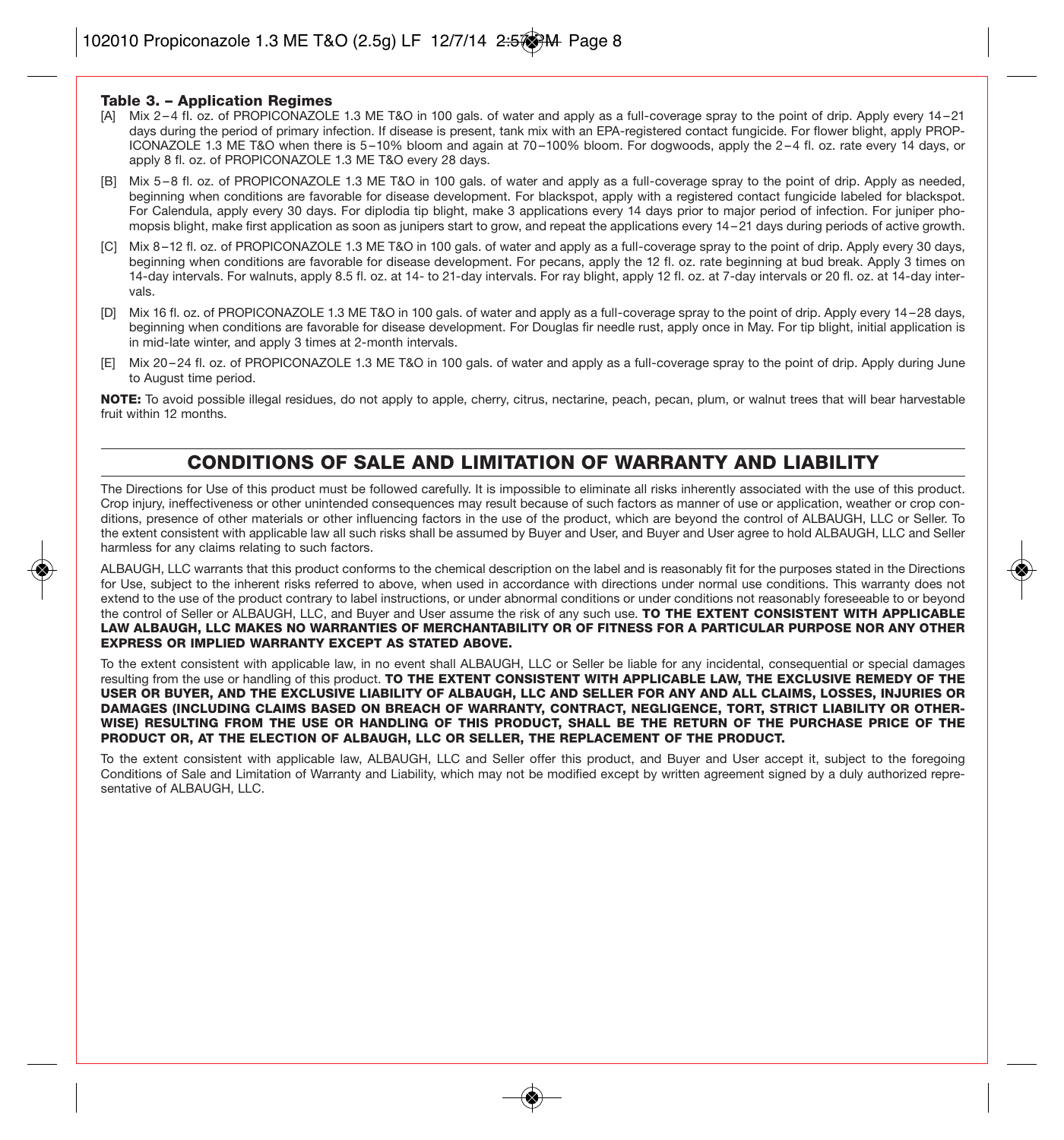**Table 3. – Application Regimes**

[A] Mix 2–4 fl. oz. of PROPICONAZOLE 1.3 ME T&O in 100 gals. of water and apply as a full-coverage spray to the point of drip. Apply every 14–21 days during the period of primary infection. If disease is present, tank mix with an EPA-registered contact fungicide. For flower blight, apply PROPICONAZOLE 1.3 ME T&O when there is 5–10% bloom and again at 70–100% bloom. For dogwoods, apply the 2–4 fl. oz. rate every 14 days, or apply 8 fl. oz. of PROPICONAZOLE 1.3 ME T&O every 28 days.

[B] Mix 5–8 fl. oz. of PROPICONAZOLE 1.3 ME T&O in 100 gals. of water and apply as a full-coverage spray to the point of drip. Apply as needed, beginning when conditions are favorable for disease development. For blackspot, apply with a registered contact fungicide labeled for blackspot. For Calendula, apply every 30 days. For diplodia tip blight, make 3 applications every 14 days prior to major period of infection. For juniper phomopsis blight, make first application as soon as junipers start to grow, and repeat the applications every 14–21 days during periods of active growth.

[C] Mix 8–12 fl. oz. of PROPICONAZOLE 1.3 ME T&O in 100 gals. of water and apply as a full-coverage spray to the point of drip. Apply every 30 days, beginning when conditions are favorable for disease development. For pecans, apply the 12 fl. oz. rate beginning at bud break. Apply 3 times on 14-day intervals. For walnuts, apply 8.5 fl. oz. at 14- to 21-day intervals. For ray blight, apply 12 fl. oz. at 7-day intervals or 20 fl. oz. at 14-day intervals.

[D] Mix 16 fl. oz. of PROPICONAZOLE 1.3 ME T&O in 100 gals. of water and apply as a full-coverage spray to the point of drip. Apply every 14–28 days, beginning when conditions are favorable for disease development. For Douglas fir needle rust, apply once in May. For tip blight, initial application is in mid-late winter, and apply 3 times at 2-month intervals.

[E] Mix 20–24 fl. oz. of PROPICONAZOLE 1.3 ME T&O in 100 gals. of water and apply as a full-coverage spray to the point of drip. Apply during June to August time period.

**NOTE:** To avoid possible illegal residues, do not apply to apple, cherry, citrus, nectarine, peach, pecan, plum, or walnut trees that will bear harvestable fruit within 12 months.

## CONDITIONS OF SALE AND LIMITATION OF WARRANTY AND LIABILITY

The Directions for Use of this product must be followed carefully. It is impossible to eliminate all risks inherently associated with the use of this product. Crop injury, ineffectiveness or other unintended consequences may result because of such factors as manner of use or application, weather or crop conditions, presence of other materials or other influencing factors in the use of the product, which are beyond the control of ALBAUGH, LLC or Seller. To the extent consistent with applicable law all such risks shall be assumed by Buyer and User, and Buyer and User agree to hold ALBAUGH, LLC and Seller harmless for any claims relating to such factors.

ALBAUGH, LLC warrants that this product conforms to the chemical description on the label and is reasonably fit for the purposes stated in the Directions for Use, subject to the inherent risks referred to above, when used in accordance with directions under normal use conditions. This warranty does not extend to the use of the product contrary to label instructions, or under abnormal conditions or under conditions not reasonably foreseeable to or beyond the control of Seller or ALBAUGH, LLC, and Buyer and User assume the risk of any such use. **TO THE EXTENT CONSISTENT WITH APPLICABLE LAW ALBAUGH, LLC MAKES NO WARRANTIES OF MERCHANTABILITY OR OF FITNESS FOR A PARTICULAR PURPOSE NOR ANY OTHER EXPRESS OR IMPLIED WARRANTY EXCEPT AS STATED ABOVE.**

To the extent consistent with applicable law, in no event shall ALBAUGH, LLC or Seller be liable for any incidental, consequential or special damages resulting from the use or handling of this product. **TO THE EXTENT CONSISTENT WITH APPLICABLE LAW, THE EXCLUSIVE REMEDY OF THE USER OR BUYER, AND THE EXCLUSIVE LIABILITY OF ALBAUGH, LLC AND SELLER FOR ANY AND ALL CLAIMS, LOSSES, INJURIES OR DAMAGES (INCLUDING CLAIMS BASED ON BREACH OF WARRANTY, CONTRACT, NEGLIGENCE, TORT, STRICT LIABILITY OR OTHERWISE) RESULTING FROM THE USE OR HANDLING OF THIS PRODUCT, SHALL BE THE RETURN OF THE PURCHASE PRICE OF THE PRODUCT OR, AT THE ELECTION OF ALBAUGH, LLC OR SELLER, THE REPLACEMENT OF THE PRODUCT.**

To the extent consistent with applicable law, ALBAUGH, LLC and Seller offer this product, and Buyer and User accept it, subject to the foregoing Conditions of Sale and Limitation of Warranty and Liability, which may not be modified except by written agreement signed by a duly authorized representative of ALBAUGH, LLC.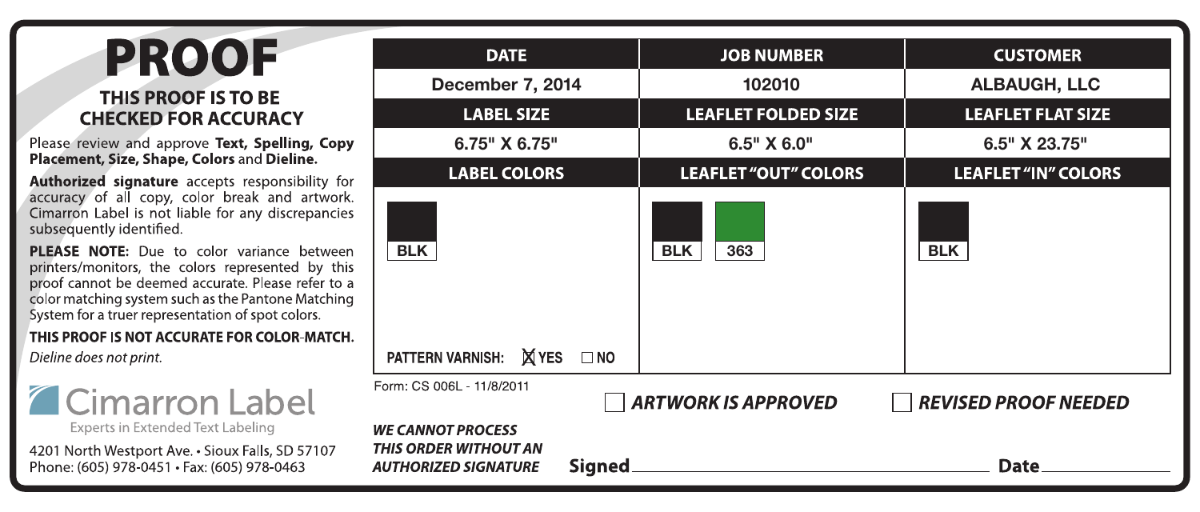# PROOF

## THIS PROOF IS TO BE CHECKED FOR ACCURACY

Please review and approve **Text, Spelling, Copy Placement, Size, Shape, Colors** and **Dieline.**

**Authorized signature** accepts responsibility for accuracy of all copy, color break and artwork. Cimarron Label is not liable for any discrepancies subsequently identified.

**PLEASE NOTE:** Due to color variance between printers/monitors, the colors represented by this proof cannot be deemed accurate. Please refer to a color matching system such as the Pantone Matching System for a truer representation of spot colors.

**THIS PROOF IS NOT ACCURATE FOR COLOR-MATCH.**

*Dieline does not print.*

Cimarron Label

Experts in Extended Text Labeling

4201 North Westport Ave. • Sioux Falls, SD 57107
Phone: (605) 978-0451 • Fax: (605) 978-0463

| DATE | JOB NUMBER | CUSTOMER |
|---|---|---|
| December 7, 2014 | 102010 | ALBAUGH, LLC |
| **LABEL SIZE** | **LEAFLET FOLDED SIZE** | **LEAFLET FLAT SIZE** |
| 6.75" X 6.75" | 6.5" X 6.0" | 6.5" X 23.75" |
| **LABEL COLORS** | **LEAFLET "OUT" COLORS** | **LEAFLET "IN" COLORS** |
| BLK | BLK, 363 | BLK |
| PATTERN VARNISH: ☒ YES ☐ NO | | |

Form: CS 006L - 11/8/2011

☐ ***ARTWORK IS APPROVED*** ☐ ***REVISED PROOF NEEDED***

***WE CANNOT PROCESS THIS ORDER WITHOUT AN AUTHORIZED SIGNATURE***

**Signed**\_\_\_\_\_\_\_\_\_\_\_\_\_\_\_\_\_\_\_\_\_\_\_\_\_\_\_\_\_\_ **Date**\_\_\_\_\_\_\_\_\_\_\_\_